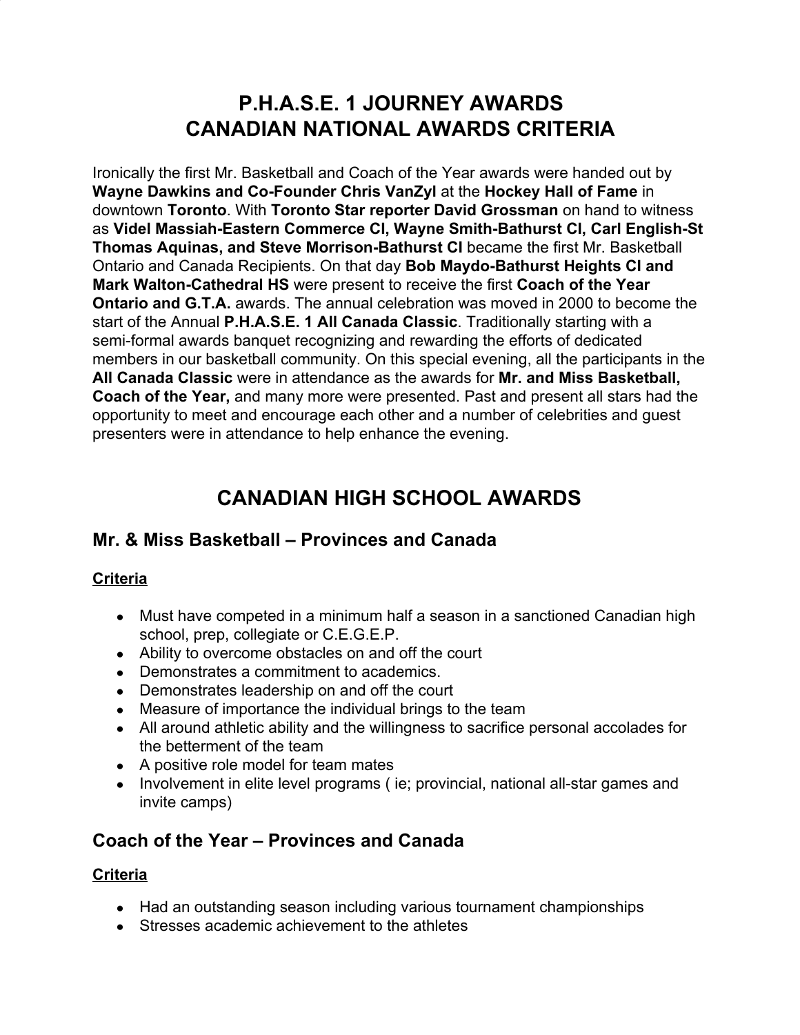# P.H.A.S.E. 1 JOURNEY AWARDS
# CANADIAN NATIONAL AWARDS CRITERIA

Ironically the first Mr. Basketball and Coach of the Year awards were handed out by **Wayne Dawkins and Co-Founder Chris VanZyl** at the **Hockey Hall of Fame** in downtown **Toronto**. With **Toronto Star reporter David Grossman** on hand to witness as **Videl Massiah-Eastern Commerce CI, Wayne Smith-Bathurst CI, Carl English-St Thomas Aquinas, and Steve Morrison-Bathurst CI** became the first Mr. Basketball Ontario and Canada Recipients. On that day **Bob Maydo-Bathurst Heights CI and Mark Walton-Cathedral HS** were present to receive the first **Coach of the Year Ontario and G.T.A.** awards. The annual celebration was moved in 2000 to become the start of the Annual **P.H.A.S.E. 1 All Canada Classic**. Traditionally starting with a semi-formal awards banquet recognizing and rewarding the efforts of dedicated members in our basketball community. On this special evening, all the participants in the **All Canada Classic** were in attendance as the awards for **Mr. and Miss Basketball, Coach of the Year,** and many more were presented. Past and present all stars had the opportunity to meet and encourage each other and a number of celebrities and guest presenters were in attendance to help enhance the evening.

# CANADIAN HIGH SCHOOL AWARDS

## Mr. & Miss Basketball – Provinces and Canada

### Criteria

- Must have competed in a minimum half a season in a sanctioned Canadian high school, prep, collegiate or C.E.G.E.P.
- Ability to overcome obstacles on and off the court
- Demonstrates a commitment to academics.
- Demonstrates leadership on and off the court
- Measure of importance the individual brings to the team
- All around athletic ability and the willingness to sacrifice personal accolades for the betterment of the team
- A positive role model for team mates
- Involvement in elite level programs ( ie; provincial, national all-star games and invite camps)

## Coach of the Year – Provinces and Canada

### Criteria

- Had an outstanding season including various tournament championships
- Stresses academic achievement to the athletes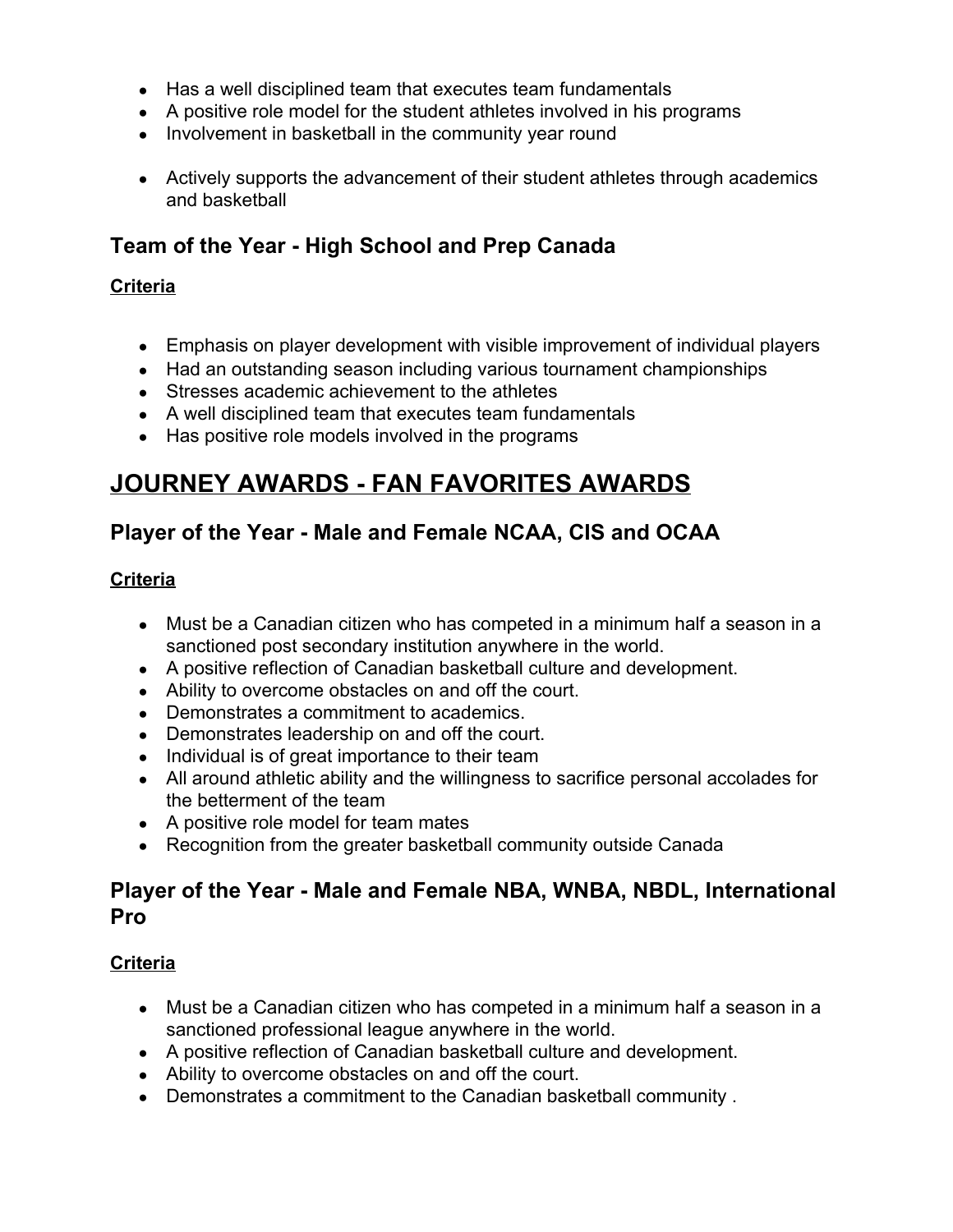- Has a well disciplined team that executes team fundamentals
- A positive role model for the student athletes involved in his programs
- Involvement in basketball in the community year round
- Actively supports the advancement of their student athletes through academics and basketball

### Team of the Year - High School and Prep Canada

**Criteria**

- Emphasis on player development with visible improvement of individual players
- Had an outstanding season including various tournament championships
- Stresses academic achievement to the athletes
- A well disciplined team that executes team fundamentals
- Has positive role models involved in the programs

## JOURNEY AWARDS - FAN FAVORITES AWARDS

### Player of the Year - Male and Female NCAA, CIS and OCAA

**Criteria**

- Must be a Canadian citizen who has competed in a minimum half a season in a sanctioned post secondary institution anywhere in the world.
- A positive reflection of Canadian basketball culture and development.
- Ability to overcome obstacles on and off the court.
- Demonstrates a commitment to academics.
- Demonstrates leadership on and off the court.
- Individual is of great importance to their team
- All around athletic ability and the willingness to sacrifice personal accolades for the betterment of the team
- A positive role model for team mates
- Recognition from the greater basketball community outside Canada

### Player of the Year - Male and Female NBA, WNBA, NBDL, International Pro

**Criteria**

- Must be a Canadian citizen who has competed in a minimum half a season in a sanctioned professional league anywhere in the world.
- A positive reflection of Canadian basketball culture and development.
- Ability to overcome obstacles on and off the court.
- Demonstrates a commitment to the Canadian basketball community .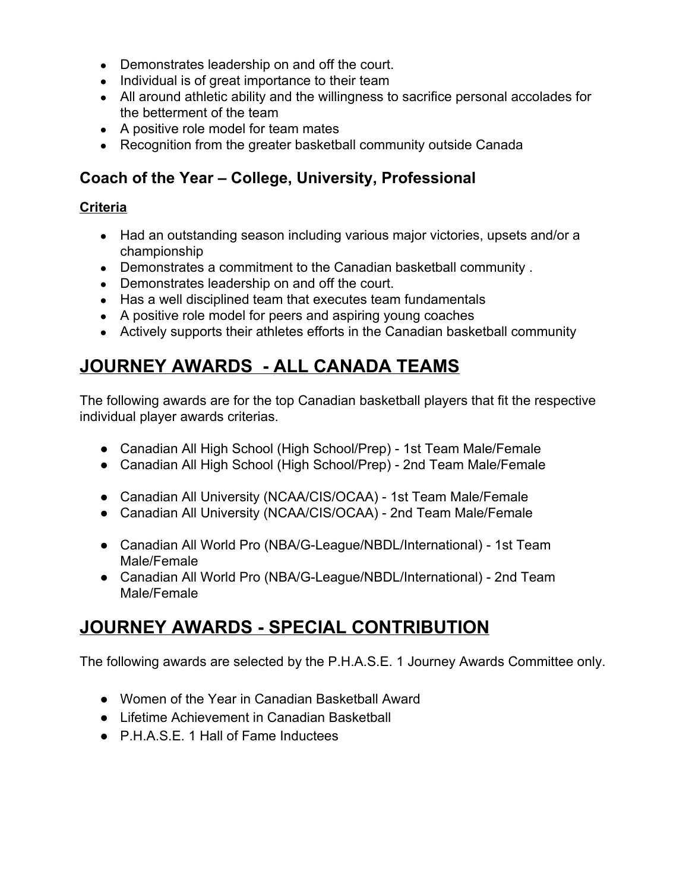- Demonstrates leadership on and off the court.
- Individual is of great importance to their team
- All around athletic ability and the willingness to sacrifice personal accolades for the betterment of the team
- A positive role model for team mates
- Recognition from the greater basketball community outside Canada

### Coach of the Year – College, University, Professional

**Criteria**

- Had an outstanding season including various major victories, upsets and/or a championship
- Demonstrates a commitment to the Canadian basketball community .
- Demonstrates leadership on and off the court.
- Has a well disciplined team that executes team fundamentals
- A positive role model for peers and aspiring young coaches
- Actively supports their athletes efforts in the Canadian basketball community

## JOURNEY AWARDS - ALL CANADA TEAMS

The following awards are for the top Canadian basketball players that fit the respective individual player awards criterias.

- Canadian All High School (High School/Prep) - 1st Team Male/Female
- Canadian All High School (High School/Prep) - 2nd Team Male/Female

- Canadian All University (NCAA/CIS/OCAA) - 1st Team Male/Female
- Canadian All University (NCAA/CIS/OCAA) - 2nd Team Male/Female

- Canadian All World Pro (NBA/G-League/NBDL/International) - 1st Team Male/Female
- Canadian All World Pro (NBA/G-League/NBDL/International) - 2nd Team Male/Female

## JOURNEY AWARDS - SPECIAL CONTRIBUTION

The following awards are selected by the P.H.A.S.E. 1 Journey Awards Committee only.

- Women of the Year in Canadian Basketball Award
- Lifetime Achievement in Canadian Basketball
- P.H.A.S.E. 1 Hall of Fame Inductees